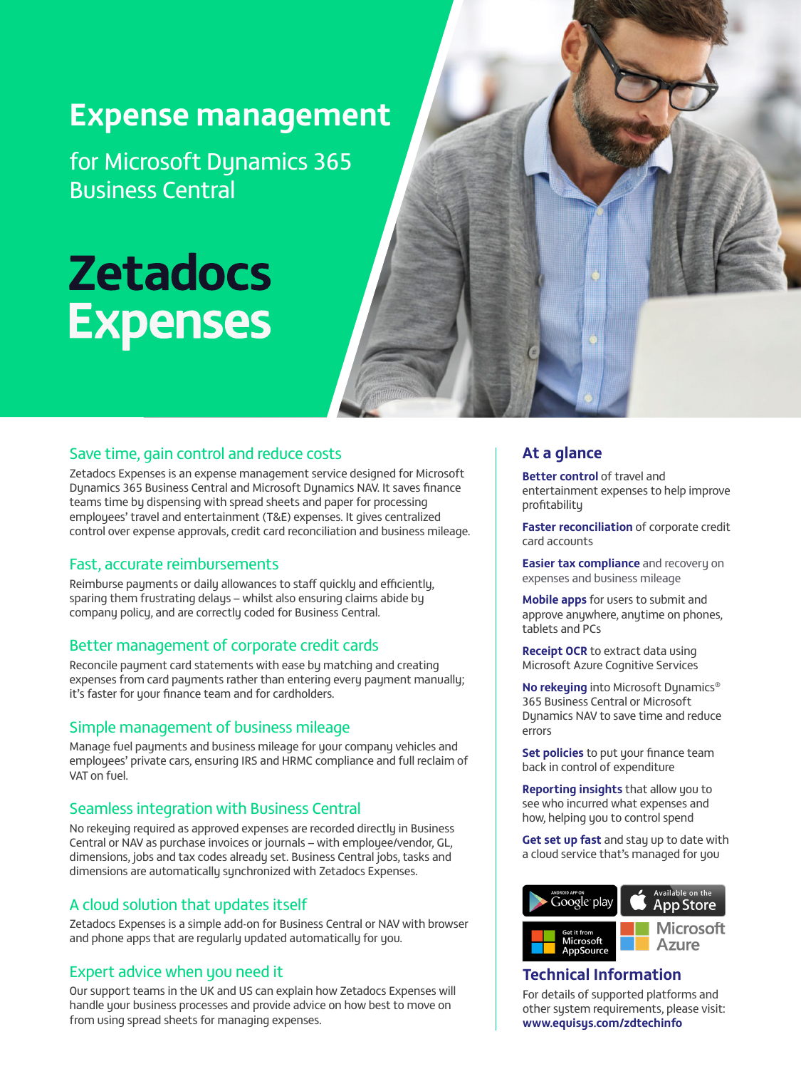# Expense management

for Microsoft Dynamics 365 Business Central

# Zetadocs Expenses

## Save time, gain control and reduce costs

Zetadocs Expenses is an expense management service designed for Microsoft Dynamics 365 Business Central and Microsoft Dynamics NAV. It saves finance teams time by dispensing with spread sheets and paper for processing employees' travel and entertainment (T&E) expenses. It gives centralized control over expense approvals, credit card reconciliation and business mileage.

## Fast, accurate reimbursements

Reimburse payments or daily allowances to staff quickly and efficiently, sparing them frustrating delays – whilst also ensuring claims abide by company policy, and are correctly coded for Business Central.

## Better management of corporate credit cards

Reconcile payment card statements with ease by matching and creating expenses from card payments rather than entering every payment manually; it's faster for your finance team and for cardholders.

## Simple management of business mileage

Manage fuel payments and business mileage for your company vehicles and employees' private cars, ensuring IRS and HRMC compliance and full reclaim of VAT on fuel.

## Seamless integration with Business Central

No rekeying required as approved expenses are recorded directly in Business Central or NAV as purchase invoices or journals – with employee/vendor, GL, dimensions, jobs and tax codes already set. Business Central jobs, tasks and dimensions are automatically synchronized with Zetadocs Expenses.

## A cloud solution that updates itself

Zetadocs Expenses is a simple add-on for Business Central or NAV with browser and phone apps that are regularly updated automatically for you.

## Expert advice when you need it

Our support teams in the UK and US can explain how Zetadocs Expenses will handle your business processes and provide advice on how best to move on from using spread sheets for managing expenses.

## At a glance

**Better control** of travel and entertainment expenses to help improve profitability

**Faster reconciliation** of corporate credit card accounts

**Easier tax compliance** and recovery on expenses and business mileage

**Mobile apps** for users to submit and approve anywhere, anytime on phones, tablets and PCs

**Receipt OCR** to extract data using Microsoft Azure Cognitive Services

**No rekeying** into Microsoft Dynamics® 365 Business Central or Microsoft Dynamics NAV to save time and reduce errors

**Set policies** to put your finance team back in control of expenditure

**Reporting insights** that allow you to see who incurred what expenses and how, helping you to control spend

**Get set up fast** and stay up to date with a cloud service that's managed for you

ANDROID APP ON Google play | Available on the App Store | Get it from Microsoft AppSource | Microsoft Azure

## Technical Information

For details of supported platforms and other system requirements, please visit: **www.equisys.com/zdtechinfo**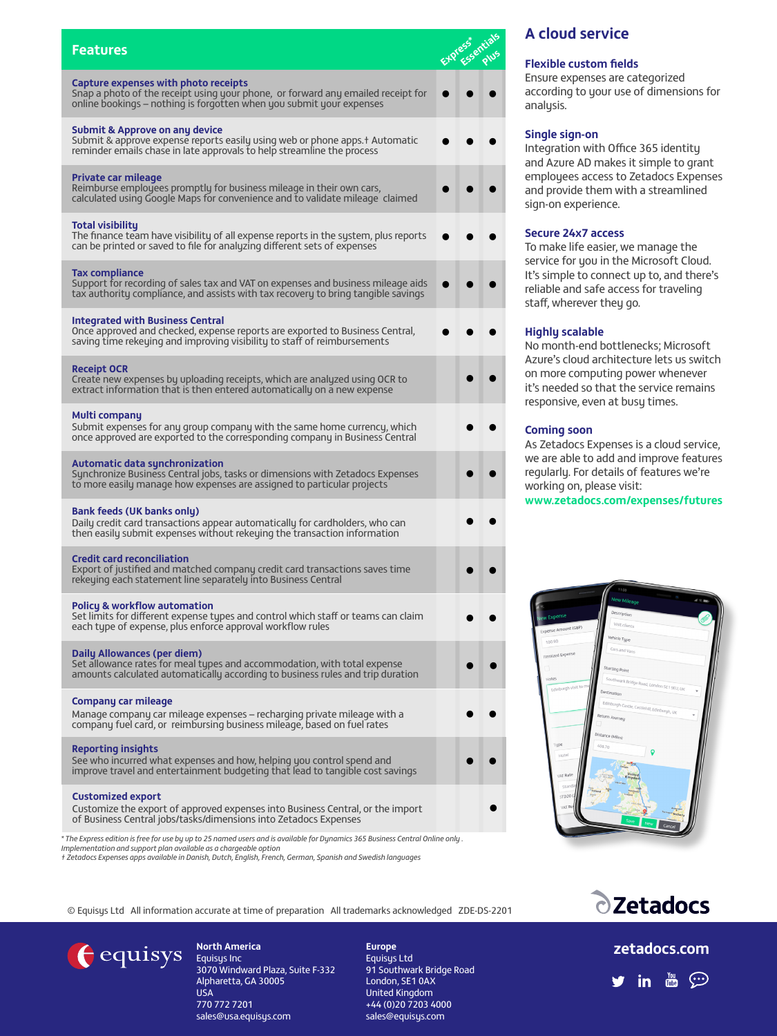| Features | Express* | Essentials | Plus |
|---|---|---|---|
| **Capture expenses with photo receipts** Snap a photo of the receipt using your phone, or forward any emailed receipt for online bookings – nothing is forgotten when you submit your expenses | ● | ● | ● |
| **Submit & Approve on any device** Submit & approve expense reports easily using web or phone apps.† Automatic reminder emails chase in late approvals to help streamline the process | ● | ● | ● |
| **Private car mileage** Reimburse employees promptly for business mileage in their own cars, calculated using Google Maps for convenience and to validate mileage claimed | ● | ● | ● |
| **Total visibility** The finance team have visibility of all expense reports in the system, plus reports can be printed or saved to file for analyzing different sets of expenses | ● | ● | ● |
| **Tax compliance** Support for recording of sales tax and VAT on expenses and business mileage aids tax authority compliance, and assists with tax recovery to bring tangible savings | ● | ● | ● |
| **Integrated with Business Central** Once approved and checked, expense reports are exported to Business Central, saving time rekeying and improving visibility to staff of reimbursements | ● | ● | ● |
| **Receipt OCR** Create new expenses by uploading receipts, which are analyzed using OCR to extract information that is then entered automatically on a new expense | | ● | ● |
| **Multi company** Submit expenses for any group company with the same home currency, which once approved are exported to the corresponding company in Business Central | | ● | ● |
| **Automatic data synchronization** Synchronize Business Central jobs, tasks or dimensions with Zetadocs Expenses to more easily manage how expenses are assigned to particular projects | | ● | ● |
| **Bank feeds (UK banks only)** Daily credit card transactions appear automatically for cardholders, who can then easily submit expenses without rekeying the transaction information | | ● | ● |
| **Credit card reconciliation** Export of justified and matched company credit card transactions saves time rekeying each statement line separately into Business Central | | ● | ● |
| **Policy & workflow automation** Set limits for different expense types and control which staff or teams can claim each type of expense, plus enforce approval workflow rules | | ● | ● |
| **Daily Allowances (per diem)** Set allowance rates for meal types and accommodation, with total expense amounts calculated automatically according to business rules and trip duration | | ● | ● |
| **Company car mileage** Manage company car mileage expenses – recharging private mileage with a company fuel card, or reimbursing business mileage, based on fuel rates | | ● | ● |
| **Reporting insights** See who incurred what expenses and how, helping you control spend and improve travel and entertainment budgeting that lead to tangible cost savings | | ● | ● |
| **Customized export** Customize the export of approved expenses into Business Central, or the import of Business Central jobs/tasks/dimensions into Zetadocs Expenses | | | ● |

*\* The Express edition is free for use by up to 25 named users and is available for Dynamics 365 Business Central Online only . Implementation and support plan available as a chargeable option*
*† Zetadocs Expenses apps available in Danish, Dutch, English, French, German, Spanish and Swedish languages*

## A cloud service

### Flexible custom fields
Ensure expenses are categorized according to your use of dimensions for analysis.

### Single sign-on
Integration with Office 365 identity and Azure AD makes it simple to grant employees access to Zetadocs Expenses and provide them with a streamlined sign-on experience.

### Secure 24x7 access
To make life easier, we manage the service for you in the Microsoft Cloud. It's simple to connect up to, and there's reliable and safe access for traveling staff, wherever they go.

### Highly scalable
No month-end bottlenecks; Microsoft Azure's cloud architecture lets us switch on more computing power whenever it's needed so that the service remains responsive, even at busy times.

### Coming soon
As Zetadocs Expenses is a cloud service, we are able to add and improve features regularly. For details of features we're working on, please visit:
**www.zetadocs.com/expenses/futures**

© Equisys Ltd All information accurate at time of preparation All trademarks acknowledged ZDE-DS-2201

Zetadocs

equisys

**North America**
Equisys Inc
3070 Windward Plaza, Suite F-332
Alpharetta, GA 30005
USA
770 772 7201
sales@usa.equisys.com

**Europe**
Equisys Ltd
91 Southwark Bridge Road
London, SE1 0AX
United Kingdom
+44 (0)20 7203 4000
sales@equisys.com

**zetadocs.com**